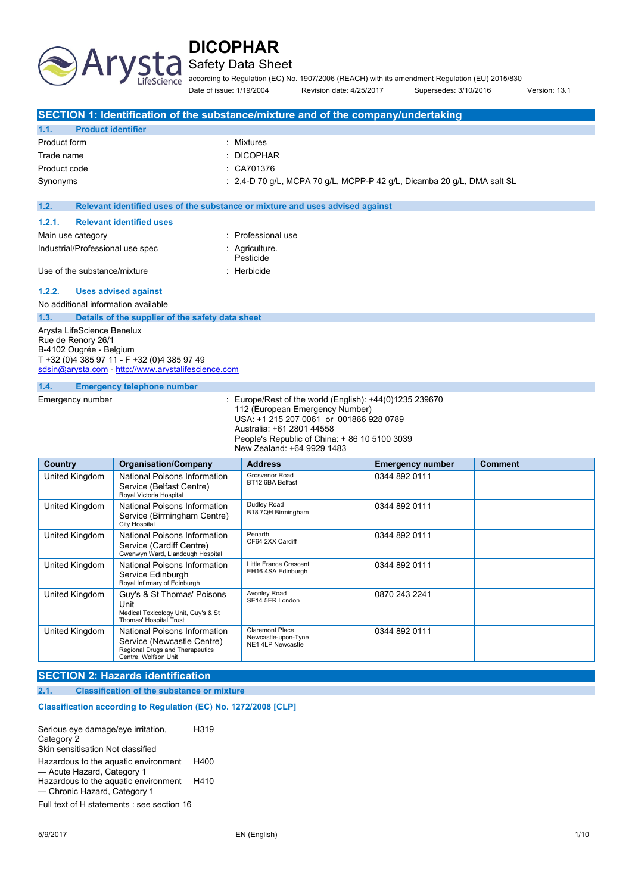# DICOPHAR

## Safety Data Sheet

according to Regulation (EC) No. 1907/2006 (REACH) with its amendment Regulation (EU) 2015/830

Date of issue: 1/19/2004 Revision date: 4/25/2017 Supersedes: 3/10/2016 Version: 13.1

## SECTION 1: Identification of the substance/mixture and of the company/undertaking

### 1.1. Product identifier

Product form : Mixtures

Trade name : DICOPHAR

Product code : CA701376

Synonyms : 2,4-D 70 g/L, MCPA 70 g/L, MCPP-P 42 g/L, Dicamba 20 g/L, DMA salt SL

### 1.2. Relevant identified uses of the substance or mixture and uses advised against

#### 1.2.1. Relevant identified uses

Main use category : Professional use

Industrial/Professional use spec : Agriculture.
Pesticide

Use of the substance/mixture : Herbicide

#### 1.2.2. Uses advised against

No additional information available

### 1.3. Details of the supplier of the safety data sheet

Arysta LifeScience Benelux
Rue de Renory 26/1
B-4102 Ougrée - Belgium
T +32 (0)4 385 97 11 - F +32 (0)4 385 97 49
sdsin@arysta.com - http://www.arystalifescience.com

### 1.4. Emergency telephone number

Emergency number : Europe/Rest of the world (English): +44(0)1235 239670
112 (European Emergency Number)
USA: +1 215 207 0061 or 001866 928 0789
Australia: +61 2801 44558
People's Republic of China: + 86 10 5100 3039
New Zealand: +64 9929 1483

| Country | Organisation/Company | Address | Emergency number | Comment |
|---|---|---|---|---|
| United Kingdom | National Poisons Information Service (Belfast Centre) Royal Victoria Hospital | Grosvenor Road BT12 6BA Belfast | 0344 892 0111 | |
| United Kingdom | National Poisons Information Service (Birmingham Centre) City Hospital | Dudley Road B18 7QH Birmingham | 0344 892 0111 | |
| United Kingdom | National Poisons Information Service (Cardiff Centre) Gwenwyn Ward, Llandough Hospital | Penarth CF64 2XX Cardiff | 0344 892 0111 | |
| United Kingdom | National Poisons Information Service Edinburgh Royal Infirmary of Edinburgh | Little France Crescent EH16 4SA Edinburgh | 0344 892 0111 | |
| United Kingdom | Guy's & St Thomas' Poisons Unit Medical Toxicology Unit, Guy's & St Thomas' Hospital Trust | Avonley Road SE14 5ER London | 0870 243 2241 | |
| United Kingdom | National Poisons Information Service (Newcastle Centre) Regional Drugs and Therapeutics Centre, Wolfson Unit | Claremont Place Newcastle-upon-Tyne NE1 4LP Newcastle | 0344 892 0111 | |

## SECTION 2: Hazards identification

### 2.1. Classification of the substance or mixture

#### Classification according to Regulation (EC) No. 1272/2008 [CLP]

| | |
|---|---|
| Serious eye damage/eye irritation, Category 2 | H319 |
| Skin sensitisation Not classified | |
| Hazardous to the aquatic environment — Acute Hazard, Category 1 | H400 |
| Hazardous to the aquatic environment — Chronic Hazard, Category 1 | H410 |

Full text of H statements : see section 16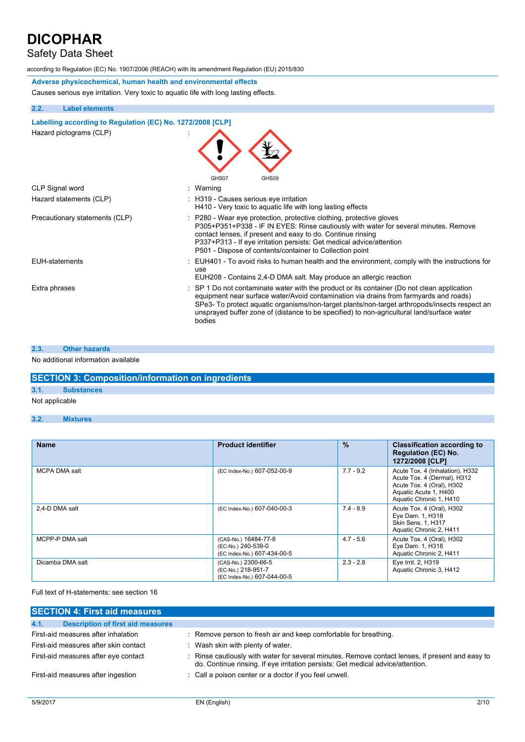**Adverse physicochemical, human health and environmental effects**

Causes serious eye irritation. Very toxic to aquatic life with long lasting effects.

### 2.2. Label elements

**Labelling according to Regulation (EC) No. 1272/2008 [CLP]**

Hazard pictograms (CLP) :

GHS07 GHS09

CLP Signal word : Warning

Hazard statements (CLP) : H319 - Causes serious eye irritation
H410 - Very toxic to aquatic life with long lasting effects

Precautionary statements (CLP) : P280 - Wear eye protection, protective clothing, protective gloves
P305+P351+P338 - IF IN EYES: Rinse cautiously with water for several minutes. Remove contact lenses, if present and easy to do. Continue rinsing
P337+P313 - If eye irritation persists: Get medical advice/attention
P501 - Dispose of contents/container to Collection point

EUH-statements : EUH401 - To avoid risks to human health and the environment, comply with the instructions for use
EUH208 - Contains 2,4-D DMA salt. May produce an allergic reaction

Extra phrases : SP 1 Do not contaminate water with the product or its container (Do not clean application equipment near surface water/Avoid contamination via drains from farmyards and roads)
SPe3- To protect aquatic organisms/non-target plants/non-target arthropods/insects respect an unsprayed buffer zone of (distance to be specified) to non-agricultural land/surface water bodies

### 2.3. Other hazards

No additional information available

## SECTION 3: Composition/information on ingredients

### 3.1. Substances

Not applicable

### 3.2. Mixtures

| Name | Product identifier | % | Classification according to Regulation (EC) No. 1272/2008 [CLP] |
|---|---|---|---|
| MCPA DMA salt | (EC Index-No.) 607-052-00-9 | 7.7 - 9.2 | Acute Tox. 4 (Inhalation), H332<br>Acute Tox. 4 (Dermal), H312<br>Acute Tox. 4 (Oral), H302<br>Aquatic Acute 1, H400<br>Aquatic Chronic 1, H410 |
| 2,4-D DMA salt | (EC Index-No.) 607-040-00-3 | 7.4 - 8.9 | Acute Tox. 4 (Oral), H302<br>Eye Dam. 1, H318<br>Skin Sens. 1, H317<br>Aquatic Chronic 2, H411 |
| MCPP-P DMA salt | (CAS-No.) 16484-77-8<br>(EC-No.) 240-539-0<br>(EC Index-No.) 607-434-00-5 | 4.7 - 5.6 | Acute Tox. 4 (Oral), H302<br>Eye Dam. 1, H318<br>Aquatic Chronic 2, H411 |
| Dicamba DMA salt | (CAS-No.) 2300-66-5<br>(EC-No.) 218-951-7<br>(EC Index-No.) 607-044-00-5 | 2.3 - 2.8 | Eye Irrit. 2, H319<br>Aquatic Chronic 3, H412 |

Full text of H-statements: see section 16

## SECTION 4: First aid measures

### 4.1. Description of first aid measures

First-aid measures after inhalation : Remove person to fresh air and keep comfortable for breathing.

First-aid measures after skin contact : Wash skin with plenty of water.

First-aid measures after eye contact : Rinse cautiously with water for several minutes. Remove contact lenses, if present and easy to do. Continue rinsing. If eye irritation persists: Get medical advice/attention.

First-aid measures after ingestion : Call a poison center or a doctor if you feel unwell.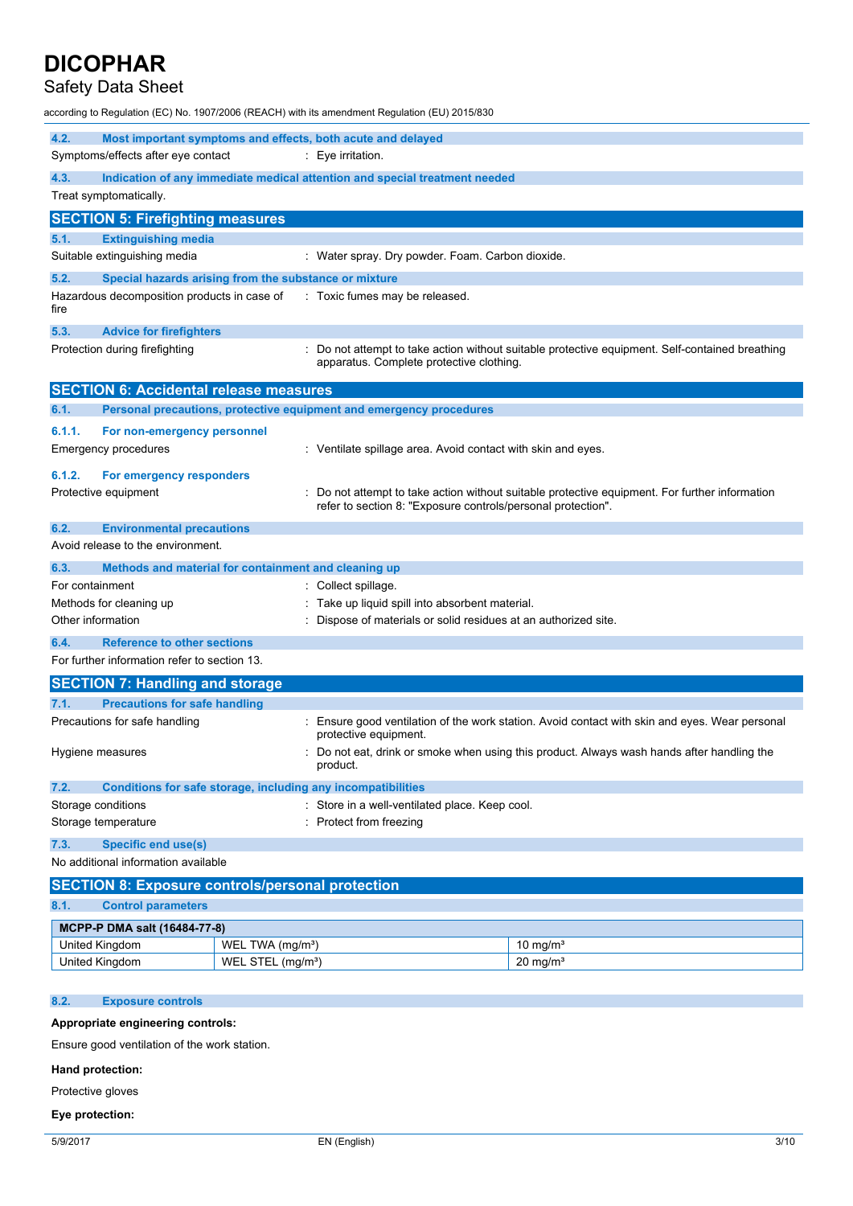### 4.2. Most important symptoms and effects, both acute and delayed

Symptoms/effects after eye contact : Eye irritation.

### 4.3. Indication of any immediate medical attention and special treatment needed

Treat symptomatically.

## SECTION 5: Firefighting measures

### 5.1. Extinguishing media

Suitable extinguishing media : Water spray. Dry powder. Foam. Carbon dioxide.

### 5.2. Special hazards arising from the substance or mixture

Hazardous decomposition products in case of fire : Toxic fumes may be released.

### 5.3. Advice for firefighters

Protection during firefighting : Do not attempt to take action without suitable protective equipment. Self-contained breathing apparatus. Complete protective clothing.

## SECTION 6: Accidental release measures

### 6.1. Personal precautions, protective equipment and emergency procedures

#### 6.1.1. For non-emergency personnel

Emergency procedures : Ventilate spillage area. Avoid contact with skin and eyes.

#### 6.1.2. For emergency responders

Protective equipment : Do not attempt to take action without suitable protective equipment. For further information refer to section 8: "Exposure controls/personal protection".

### 6.2. Environmental precautions

Avoid release to the environment.

### 6.3. Methods and material for containment and cleaning up

For containment : Collect spillage.

Methods for cleaning up : Take up liquid spill into absorbent material.

Other information : Dispose of materials or solid residues at an authorized site.

### 6.4. Reference to other sections

For further information refer to section 13.

## SECTION 7: Handling and storage

### 7.1. Precautions for safe handling

Precautions for safe handling : Ensure good ventilation of the work station. Avoid contact with skin and eyes. Wear personal protective equipment.

Hygiene measures : Do not eat, drink or smoke when using this product. Always wash hands after handling the product.

### 7.2. Conditions for safe storage, including any incompatibilities

Storage conditions : Store in a well-ventilated place. Keep cool.

Storage temperature : Protect from freezing

### 7.3. Specific end use(s)

No additional information available

## SECTION 8: Exposure controls/personal protection

### 8.1. Control parameters

| MCPP-P DMA salt (16484-77-8) | | |
|---|---|---|
| United Kingdom | WEL TWA (mg/m³) | 10 mg/m³ |
| United Kingdom | WEL STEL (mg/m³) | 20 mg/m³ |

### 8.2. Exposure controls

**Appropriate engineering controls:**

Ensure good ventilation of the work station.

**Hand protection:**

Protective gloves

**Eye protection:**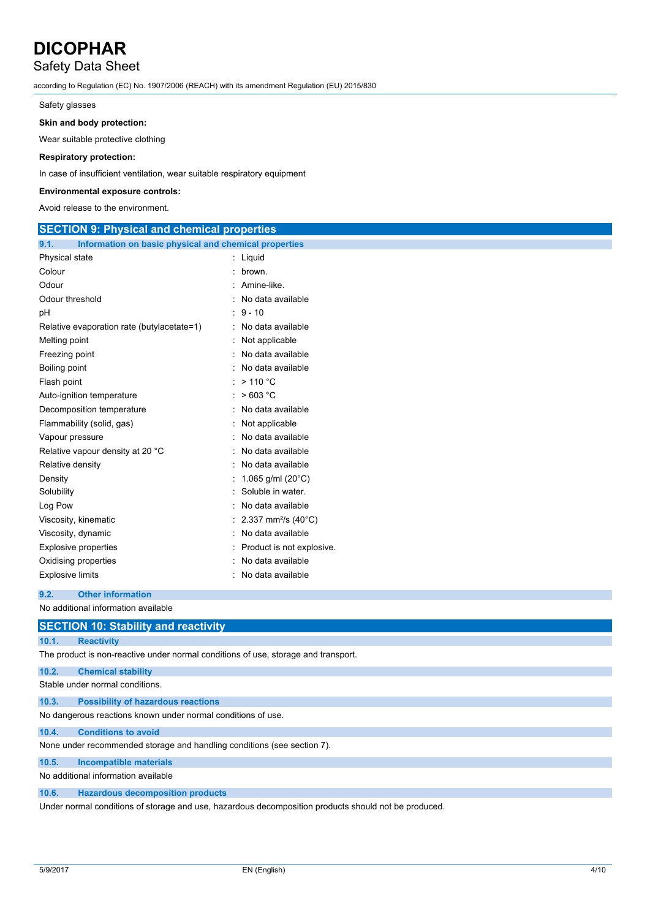Safety glasses

**Skin and body protection:**

Wear suitable protective clothing

**Respiratory protection:**

In case of insufficient ventilation, wear suitable respiratory equipment

**Environmental exposure controls:**

Avoid release to the environment.

## SECTION 9: Physical and chemical properties

### 9.1. Information on basic physical and chemical properties

| Property | Value |
|---|---|
| Physical state | Liquid |
| Colour | brown. |
| Odour | Amine-like. |
| Odour threshold | No data available |
| pH | 9 - 10 |
| Relative evaporation rate (butylacetate=1) | No data available |
| Melting point | Not applicable |
| Freezing point | No data available |
| Boiling point | No data available |
| Flash point | > 110 °C |
| Auto-ignition temperature | > 603 °C |
| Decomposition temperature | No data available |
| Flammability (solid, gas) | Not applicable |
| Vapour pressure | No data available |
| Relative vapour density at 20 °C | No data available |
| Relative density | No data available |
| Density | 1.065 g/ml (20°C) |
| Solubility | Soluble in water. |
| Log Pow | No data available |
| Viscosity, kinematic | 2.337 $mm^2/s$ (40°C) |
| Viscosity, dynamic | No data available |
| Explosive properties | Product is not explosive. |
| Oxidising properties | No data available |
| Explosive limits | No data available |

### 9.2. Other information

No additional information available

## SECTION 10: Stability and reactivity

### 10.1. Reactivity

The product is non-reactive under normal conditions of use, storage and transport.

### 10.2. Chemical stability

Stable under normal conditions.

### 10.3. Possibility of hazardous reactions

No dangerous reactions known under normal conditions of use.

### 10.4. Conditions to avoid

None under recommended storage and handling conditions (see section 7).

### 10.5. Incompatible materials

No additional information available

### 10.6. Hazardous decomposition products

Under normal conditions of storage and use, hazardous decomposition products should not be produced.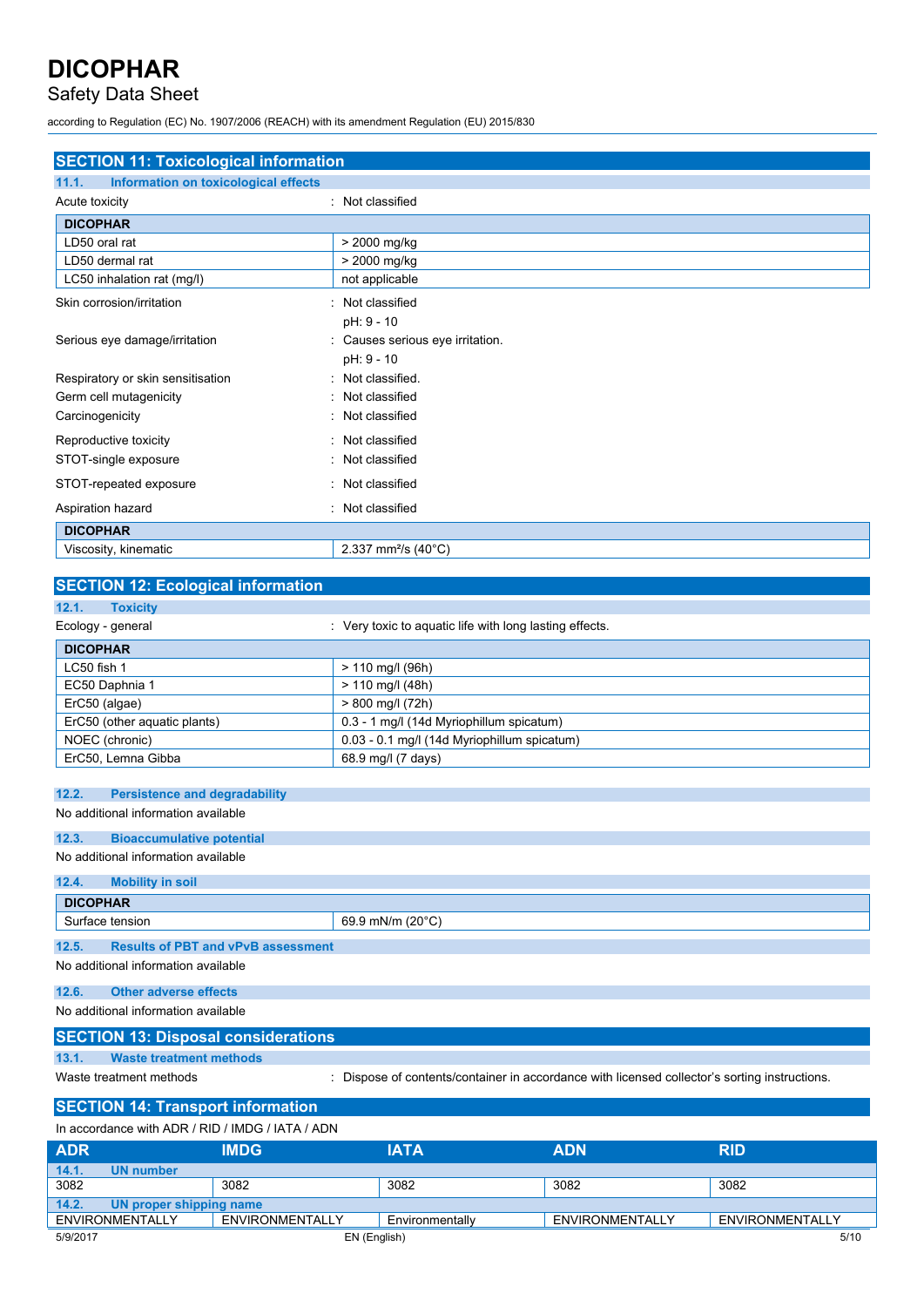## SECTION 11: Toxicological information

### 11.1. Information on toxicological effects

Acute toxicity : Not classified

| DICOPHAR | |
|---|---|
| LD50 oral rat | > 2000 mg/kg |
| LD50 dermal rat | > 2000 mg/kg |
| LC50 inhalation rat (mg/l) | not applicable |

Skin corrosion/irritation : Not classified

pH: 9 - 10

Serious eye damage/irritation : Causes serious eye irritation.

pH: 9 - 10

Respiratory or skin sensitisation : Not classified.

Germ cell mutagenicity : Not classified

Carcinogenicity : Not classified

Reproductive toxicity : Not classified

STOT-single exposure : Not classified

STOT-repeated exposure : Not classified

Aspiration hazard : Not classified

| DICOPHAR | |
|---|---|
| Viscosity, kinematic | 2.337 $mm^2/s$ (40°C) |

## SECTION 12: Ecological information

### 12.1. Toxicity

Ecology - general : Very toxic to aquatic life with long lasting effects.

| DICOPHAR | |
|---|---|
| LC50 fish 1 | > 110 mg/l (96h) |
| EC50 Daphnia 1 | > 110 mg/l (48h) |
| ErC50 (algae) | > 800 mg/l (72h) |
| ErC50 (other aquatic plants) | 0.3 - 1 mg/l (14d Myriophillum spicatum) |
| NOEC (chronic) | 0.03 - 0.1 mg/l (14d Myriophillum spicatum) |
| ErC50, Lemna Gibba | 68.9 mg/l (7 days) |

### 12.2. Persistence and degradability

No additional information available

### 12.3. Bioaccumulative potential

No additional information available

### 12.4. Mobility in soil

| DICOPHAR | |
|---|---|
| Surface tension | 69.9 mN/m (20°C) |

### 12.5. Results of PBT and vPvB assessment

No additional information available

### 12.6. Other adverse effects

No additional information available

## SECTION 13: Disposal considerations

### 13.1. Waste treatment methods

Waste treatment methods : Dispose of contents/container in accordance with licensed collector's sorting instructions.

## SECTION 14: Transport information

In accordance with ADR / RID / IMDG / IATA / ADN

| ADR | IMDG | IATA | ADN | RID |
|---|---|---|---|---|
| **14.1. UN number** | | | | |
| 3082 | 3082 | 3082 | 3082 | 3082 |
| **14.2. UN proper shipping name** | | | | |
| ENVIRONMENTALLY | ENVIRONMENTALLY | Environmentally | ENVIRONMENTALLY | ENVIRONMENTALLY |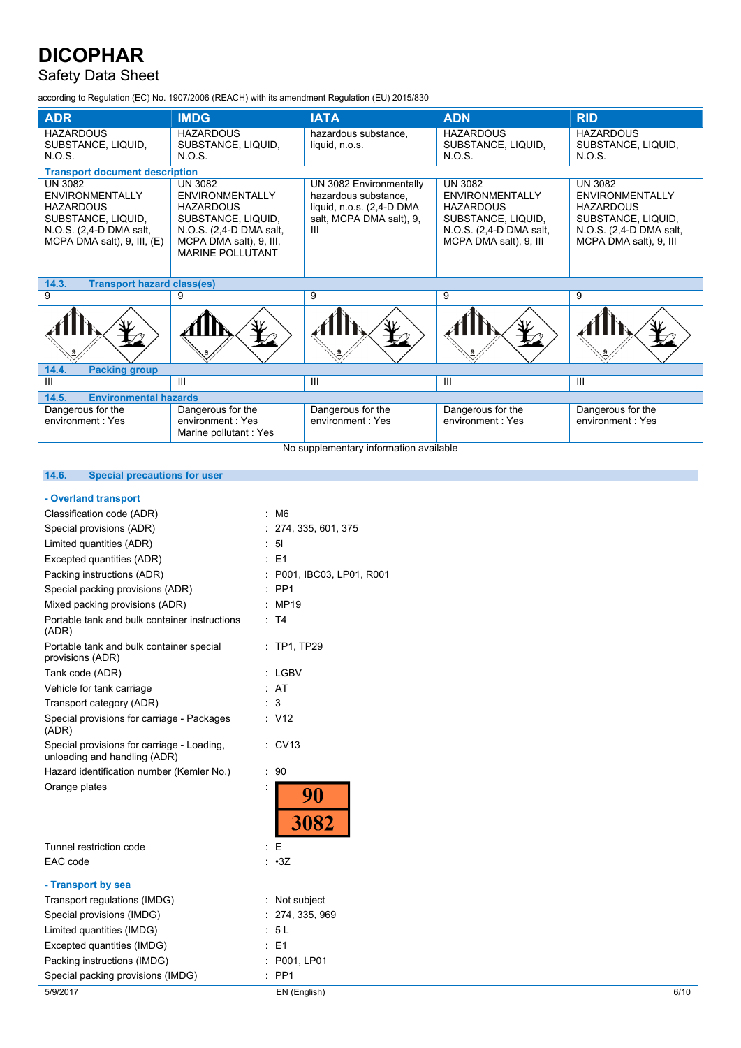| ADR | IMDG | IATA | ADN | RID |
|---|---|---|---|---|
| HAZARDOUS SUBSTANCE, LIQUID, N.O.S. | HAZARDOUS SUBSTANCE, LIQUID, N.O.S. | hazardous substance, liquid, n.o.s. | HAZARDOUS SUBSTANCE, LIQUID, N.O.S. | HAZARDOUS SUBSTANCE, LIQUID, N.O.S. |
| **Transport document description** | | | | |
| UN 3082 ENVIRONMENTALLY HAZARDOUS SUBSTANCE, LIQUID, N.O.S. (2,4-D DMA salt, MCPA DMA salt), 9, III, (E) | UN 3082 ENVIRONMENTALLY HAZARDOUS SUBSTANCE, LIQUID, N.O.S. (2,4-D DMA salt, MCPA DMA salt), 9, III, MARINE POLLUTANT | UN 3082 Environmentally hazardous substance, liquid, n.o.s. (2,4-D DMA salt, MCPA DMA salt), 9, III | UN 3082 ENVIRONMENTALLY HAZARDOUS SUBSTANCE, LIQUID, N.O.S. (2,4-D DMA salt, MCPA DMA salt), 9, III | UN 3082 ENVIRONMENTALLY HAZARDOUS SUBSTANCE, LIQUID, N.O.S. (2,4-D DMA salt, MCPA DMA salt), 9, III |
| **14.3. Transport hazard class(es)** | | | | |
| 9 | 9 | 9 | 9 | 9 |
| **14.4. Packing group** | | | | |
| III | III | III | III | III |
| **14.5. Environmental hazards** | | | | |
| Dangerous for the environment : Yes | Dangerous for the environment : Yes<br>Marine pollutant : Yes | Dangerous for the environment : Yes | Dangerous for the environment : Yes | Dangerous for the environment : Yes |

No supplementary information available

### 14.6. Special precautions for user

**- Overland transport**

Classification code (ADR) : M6
Special provisions (ADR) : 274, 335, 601, 375
Limited quantities (ADR) : 5l
Excepted quantities (ADR) : E1
Packing instructions (ADR) : P001, IBC03, LP01, R001
Special packing provisions (ADR) : PP1
Mixed packing provisions (ADR) : MP19
Portable tank and bulk container instructions (ADR) : T4
Portable tank and bulk container special provisions (ADR) : TP1, TP29
Tank code (ADR) : LGBV
Vehicle for tank carriage : AT
Transport category (ADR) : 3
Special provisions for carriage - Packages (ADR) : V12
Special provisions for carriage - Loading, unloading and handling (ADR) : CV13
Hazard identification number (Kemler No.) : 90
Orange plates : 90 / 3082
Tunnel restriction code : E
EAC code : •3Z

**- Transport by sea**

Transport regulations (IMDG) : Not subject
Special provisions (IMDG) : 274, 335, 969
Limited quantities (IMDG) : 5 L
Excepted quantities (IMDG) : E1
Packing instructions (IMDG) : P001, LP01
Special packing provisions (IMDG) : PP1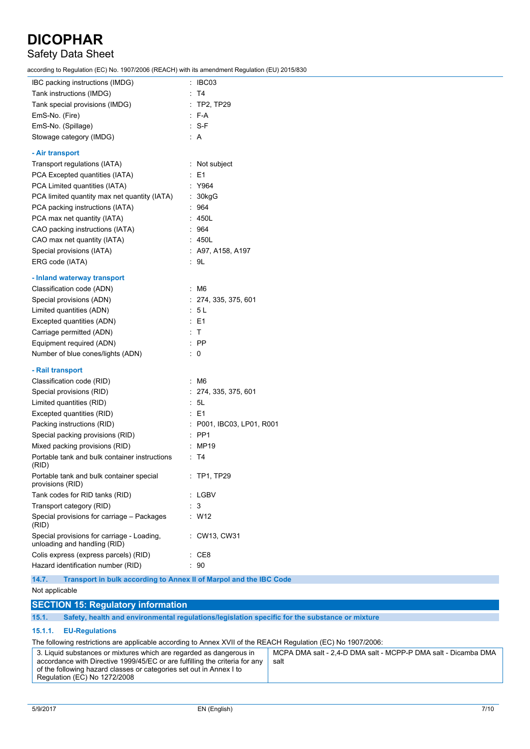IBC packing instructions (IMDG) : IBC03
Tank instructions (IMDG) : T4
Tank special provisions (IMDG) : TP2, TP29
EmS-No. (Fire) : F-A
EmS-No. (Spillage) : S-F
Stowage category (IMDG) : A

**- Air transport**

Transport regulations (IATA) : Not subject
PCA Excepted quantities (IATA) : E1
PCA Limited quantities (IATA) : Y964
PCA limited quantity max net quantity (IATA) : 30kgG
PCA packing instructions (IATA) : 964
PCA max net quantity (IATA) : 450L
CAO packing instructions (IATA) : 964
CAO max net quantity (IATA) : 450L
Special provisions (IATA) : A97, A158, A197
ERG code (IATA) : 9L

**- Inland waterway transport**

Classification code (ADN) : M6
Special provisions (ADN) : 274, 335, 375, 601
Limited quantities (ADN) : 5 L
Excepted quantities (ADN) : E1
Carriage permitted (ADN) : T
Equipment required (ADN) : PP
Number of blue cones/lights (ADN) : 0

**- Rail transport**

Classification code (RID) : M6
Special provisions (RID) : 274, 335, 375, 601
Limited quantities (RID) : 5L
Excepted quantities (RID) : E1
Packing instructions (RID) : P001, IBC03, LP01, R001
Special packing provisions (RID) : PP1
Mixed packing provisions (RID) : MP19
Portable tank and bulk container instructions (RID) : T4
Portable tank and bulk container special provisions (RID) : TP1, TP29
Tank codes for RID tanks (RID) : LGBV
Transport category (RID) : 3
Special provisions for carriage – Packages (RID) : W12
Special provisions for carriage - Loading, unloading and handling (RID) : CW13, CW31
Colis express (express parcels) (RID) : CE8
Hazard identification number (RID) : 90

### 14.7. Transport in bulk according to Annex II of Marpol and the IBC Code

Not applicable

## SECTION 15: Regulatory information

### 15.1. Safety, health and environmental regulations/legislation specific for the substance or mixture

#### 15.1.1. EU-Regulations

The following restrictions are applicable according to Annex XVII of the REACH Regulation (EC) No 1907/2006:

| | |
|---|---|
| 3. Liquid substances or mixtures which are regarded as dangerous in accordance with Directive 1999/45/EC or are fulfilling the criteria for any of the following hazard classes or categories set out in Annex I to Regulation (EC) No 1272/2008 | MCPA DMA salt - 2,4-D DMA salt - MCPP-P DMA salt - Dicamba DMA salt |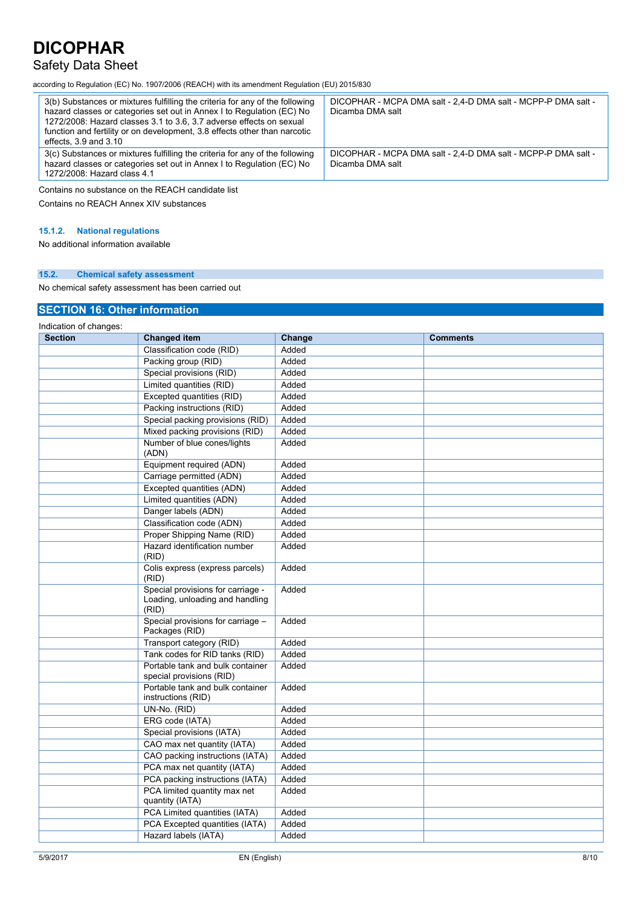| | |
|---|---|
| 3(b) Substances or mixtures fulfilling the criteria for any of the following hazard classes or categories set out in Annex I to Regulation (EC) No 1272/2008: Hazard classes 3.1 to 3.6, 3.7 adverse effects on sexual function and fertility or on development, 3.8 effects other than narcotic effects, 3.9 and 3.10 | DICOPHAR - MCPA DMA salt - 2,4-D DMA salt - MCPP-P DMA salt - Dicamba DMA salt |
| 3(c) Substances or mixtures fulfilling the criteria for any of the following hazard classes or categories set out in Annex I to Regulation (EC) No 1272/2008: Hazard class 4.1 | DICOPHAR - MCPA DMA salt - 2,4-D DMA salt - MCPP-P DMA salt - Dicamba DMA salt |

Contains no substance on the REACH candidate list

Contains no REACH Annex XIV substances

#### 15.1.2. National regulations

No additional information available

### 15.2. Chemical safety assessment

No chemical safety assessment has been carried out

## SECTION 16: Other information

Indication of changes:

| Section | Changed item | Change | Comments |
|---|---|---|---|
| | Classification code (RID) | Added | |
| | Packing group (RID) | Added | |
| | Special provisions (RID) | Added | |
| | Limited quantities (RID) | Added | |
| | Excepted quantities (RID) | Added | |
| | Packing instructions (RID) | Added | |
| | Special packing provisions (RID) | Added | |
| | Mixed packing provisions (RID) | Added | |
| | Number of blue cones/lights (ADN) | Added | |
| | Equipment required (ADN) | Added | |
| | Carriage permitted (ADN) | Added | |
| | Excepted quantities (ADN) | Added | |
| | Limited quantities (ADN) | Added | |
| | Danger labels (ADN) | Added | |
| | Classification code (ADN) | Added | |
| | Proper Shipping Name (RID) | Added | |
| | Hazard identification number (RID) | Added | |
| | Colis express (express parcels) (RID) | Added | |
| | Special provisions for carriage - Loading, unloading and handling (RID) | Added | |
| | Special provisions for carriage – Packages (RID) | Added | |
| | Transport category (RID) | Added | |
| | Tank codes for RID tanks (RID) | Added | |
| | Portable tank and bulk container special provisions (RID) | Added | |
| | Portable tank and bulk container instructions (RID) | Added | |
| | UN-No. (RID) | Added | |
| | ERG code (IATA) | Added | |
| | Special provisions (IATA) | Added | |
| | CAO max net quantity (IATA) | Added | |
| | CAO packing instructions (IATA) | Added | |
| | PCA max net quantity (IATA) | Added | |
| | PCA packing instructions (IATA) | Added | |
| | PCA limited quantity max net quantity (IATA) | Added | |
| | PCA Limited quantities (IATA) | Added | |
| | PCA Excepted quantities (IATA) | Added | |
| | Hazard labels (IATA) | Added | |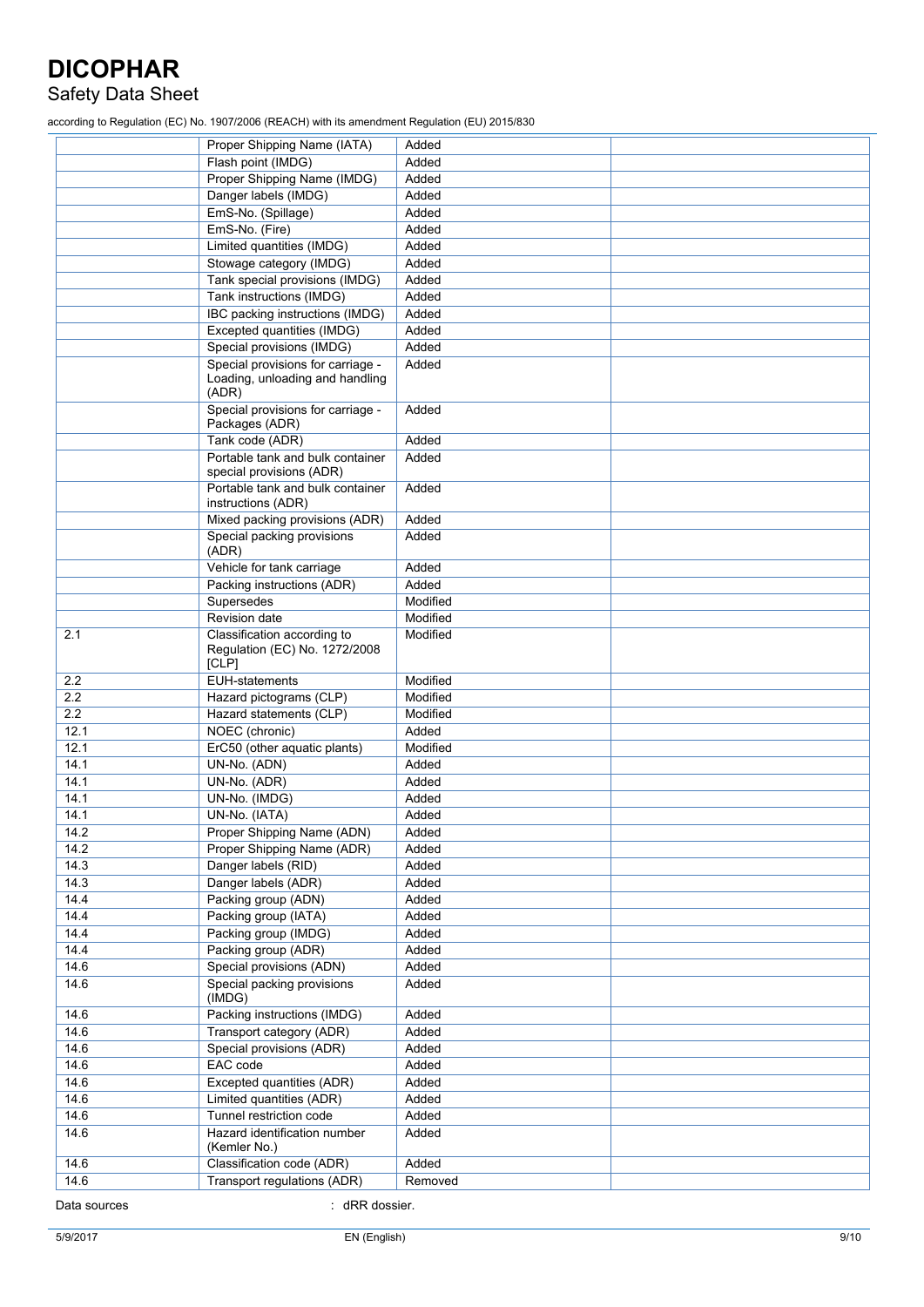| | | | |
|---|---|---|---|
| | Proper Shipping Name (IATA) | Added | |
| | Flash point (IMDG) | Added | |
| | Proper Shipping Name (IMDG) | Added | |
| | Danger labels (IMDG) | Added | |
| | EmS-No. (Spillage) | Added | |
| | EmS-No. (Fire) | Added | |
| | Limited quantities (IMDG) | Added | |
| | Stowage category (IMDG) | Added | |
| | Tank special provisions (IMDG) | Added | |
| | Tank instructions (IMDG) | Added | |
| | IBC packing instructions (IMDG) | Added | |
| | Excepted quantities (IMDG) | Added | |
| | Special provisions (IMDG) | Added | |
| | Special provisions for carriage - Loading, unloading and handling (ADR) | Added | |
| | Special provisions for carriage - Packages (ADR) | Added | |
| | Tank code (ADR) | Added | |
| | Portable tank and bulk container special provisions (ADR) | Added | |
| | Portable tank and bulk container instructions (ADR) | Added | |
| | Mixed packing provisions (ADR) | Added | |
| | Special packing provisions (ADR) | Added | |
| | Vehicle for tank carriage | Added | |
| | Packing instructions (ADR) | Added | |
| | Supersedes | Modified | |
| | Revision date | Modified | |
| 2.1 | Classification according to Regulation (EC) No. 1272/2008 [CLP] | Modified | |
| 2.2 | EUH-statements | Modified | |
| 2.2 | Hazard pictograms (CLP) | Modified | |
| 2.2 | Hazard statements (CLP) | Modified | |
| 12.1 | NOEC (chronic) | Added | |
| 12.1 | ErC50 (other aquatic plants) | Modified | |
| 14.1 | UN-No. (ADN) | Added | |
| 14.1 | UN-No. (ADR) | Added | |
| 14.1 | UN-No. (IMDG) | Added | |
| 14.1 | UN-No. (IATA) | Added | |
| 14.2 | Proper Shipping Name (ADN) | Added | |
| 14.2 | Proper Shipping Name (ADR) | Added | |
| 14.3 | Danger labels (RID) | Added | |
| 14.3 | Danger labels (ADR) | Added | |
| 14.4 | Packing group (ADN) | Added | |
| 14.4 | Packing group (IATA) | Added | |
| 14.4 | Packing group (IMDG) | Added | |
| 14.4 | Packing group (ADR) | Added | |
| 14.6 | Special provisions (ADN) | Added | |
| 14.6 | Special packing provisions (IMDG) | Added | |
| 14.6 | Packing instructions (IMDG) | Added | |
| 14.6 | Transport category (ADR) | Added | |
| 14.6 | Special provisions (ADR) | Added | |
| 14.6 | EAC code | Added | |
| 14.6 | Excepted quantities (ADR) | Added | |
| 14.6 | Limited quantities (ADR) | Added | |
| 14.6 | Tunnel restriction code | Added | |
| 14.6 | Hazard identification number (Kemler No.) | Added | |
| 14.6 | Classification code (ADR) | Added | |
| 14.6 | Transport regulations (ADR) | Removed | |

Data sources : dRR dossier.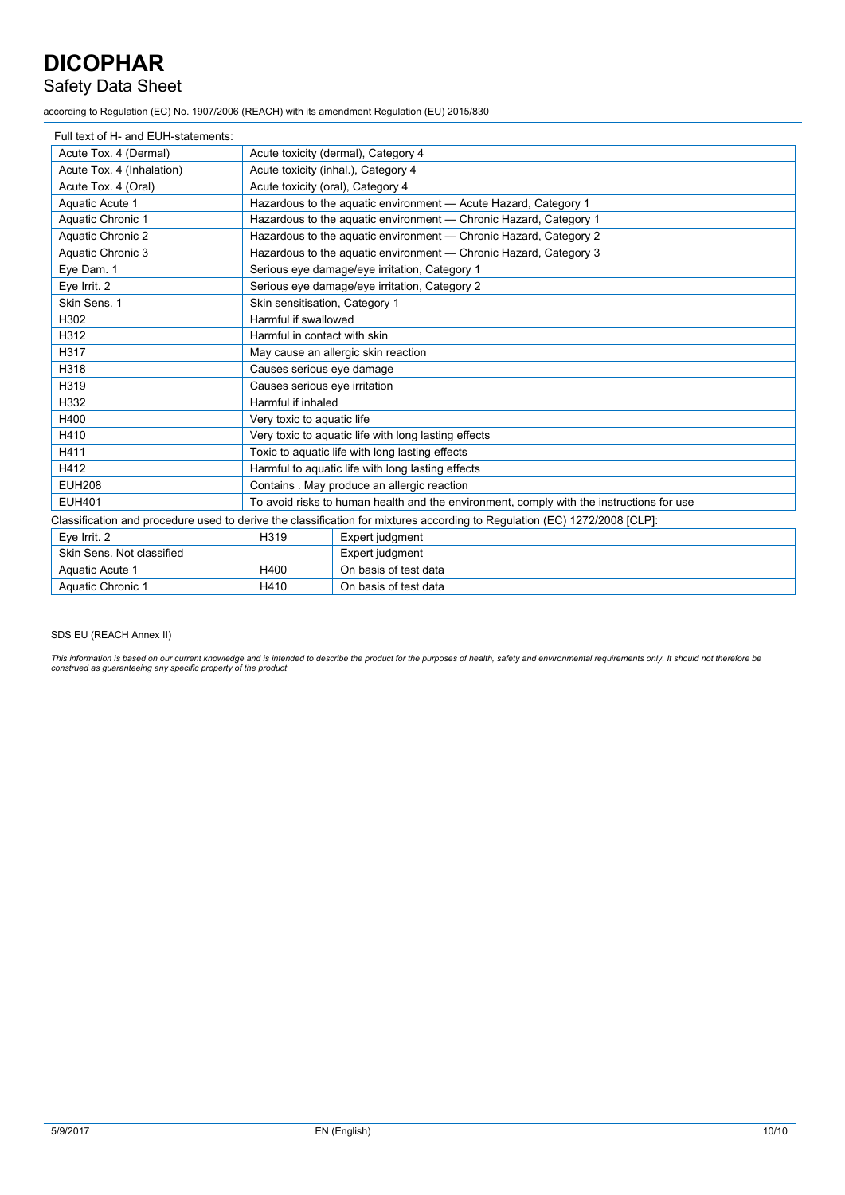# DICOPHAR

## Safety Data Sheet

according to Regulation (EC) No. 1907/2006 (REACH) with its amendment Regulation (EU) 2015/830

Full text of H- and EUH-statements:

| | |
|---|---|
| Acute Tox. 4 (Dermal) | Acute toxicity (dermal), Category 4 |
| Acute Tox. 4 (Inhalation) | Acute toxicity (inhal.), Category 4 |
| Acute Tox. 4 (Oral) | Acute toxicity (oral), Category 4 |
| Aquatic Acute 1 | Hazardous to the aquatic environment — Acute Hazard, Category 1 |
| Aquatic Chronic 1 | Hazardous to the aquatic environment — Chronic Hazard, Category 1 |
| Aquatic Chronic 2 | Hazardous to the aquatic environment — Chronic Hazard, Category 2 |
| Aquatic Chronic 3 | Hazardous to the aquatic environment — Chronic Hazard, Category 3 |
| Eye Dam. 1 | Serious eye damage/eye irritation, Category 1 |
| Eye Irrit. 2 | Serious eye damage/eye irritation, Category 2 |
| Skin Sens. 1 | Skin sensitisation, Category 1 |
| H302 | Harmful if swallowed |
| H312 | Harmful in contact with skin |
| H317 | May cause an allergic skin reaction |
| H318 | Causes serious eye damage |
| H319 | Causes serious eye irritation |
| H332 | Harmful if inhaled |
| H400 | Very toxic to aquatic life |
| H410 | Very toxic to aquatic life with long lasting effects |
| H411 | Toxic to aquatic life with long lasting effects |
| H412 | Harmful to aquatic life with long lasting effects |
| EUH208 | Contains . May produce an allergic reaction |
| EUH401 | To avoid risks to human health and the environment, comply with the instructions for use |

Classification and procedure used to derive the classification for mixtures according to Regulation (EC) 1272/2008 [CLP]:

| | | |
|---|---|---|
| Eye Irrit. 2 | H319 | Expert judgment |
| Skin Sens. Not classified | | Expert judgment |
| Aquatic Acute 1 | H400 | On basis of test data |
| Aquatic Chronic 1 | H410 | On basis of test data |

SDS EU (REACH Annex II)

*This information is based on our current knowledge and is intended to describe the product for the purposes of health, safety and environmental requirements only. It should not therefore be construed as guaranteeing any specific property of the product*